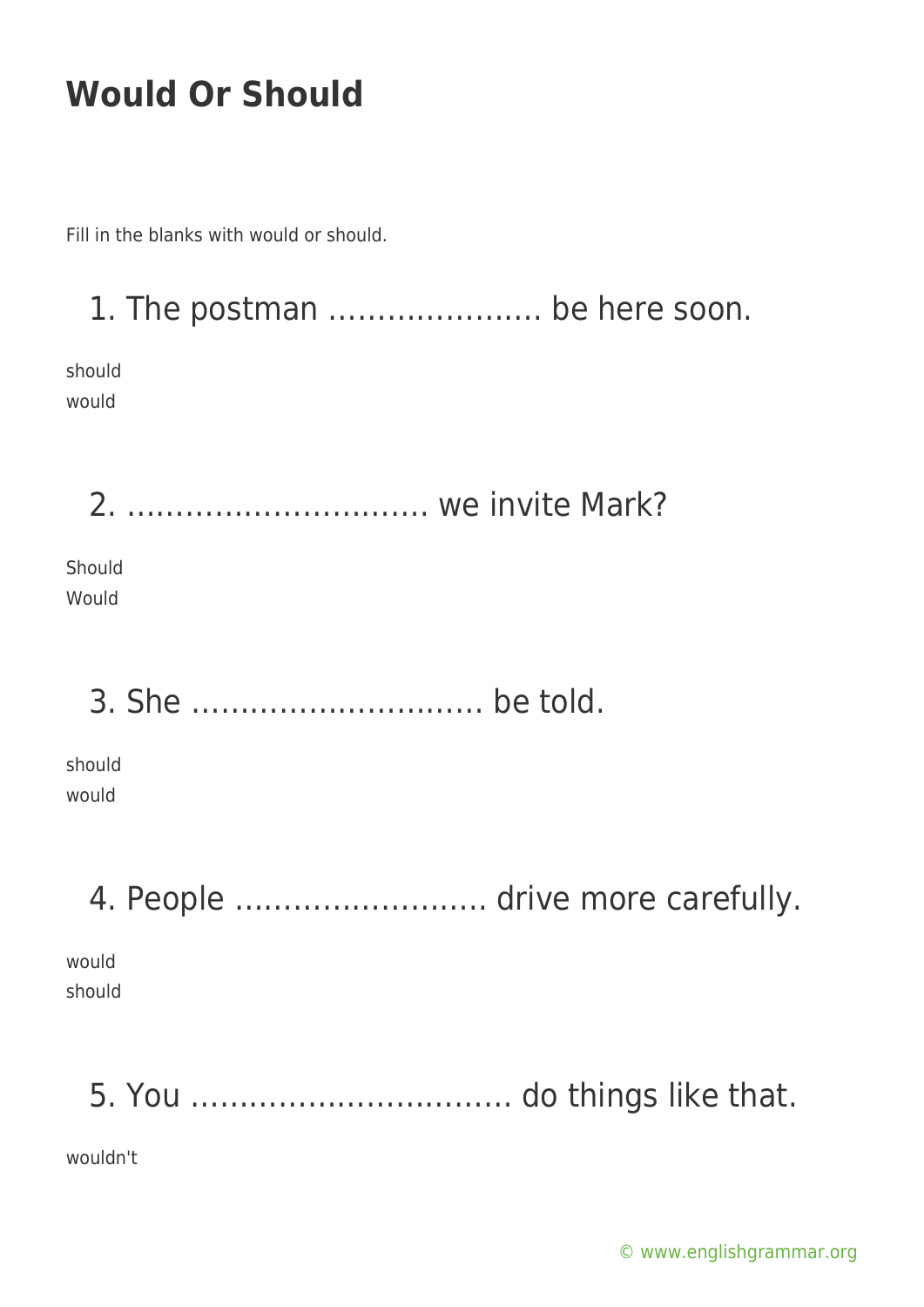# Would Or Should

Fill in the blanks with would or should.

## 1. The postman …………………. be here soon.

should
would

## 2. …………………………. we invite Mark?

Should
Would

## 3. She ………………………… be told.

should
would

## 4. People ……………………. drive more carefully.

would
should

## 5. You …………………………… do things like that.

wouldn't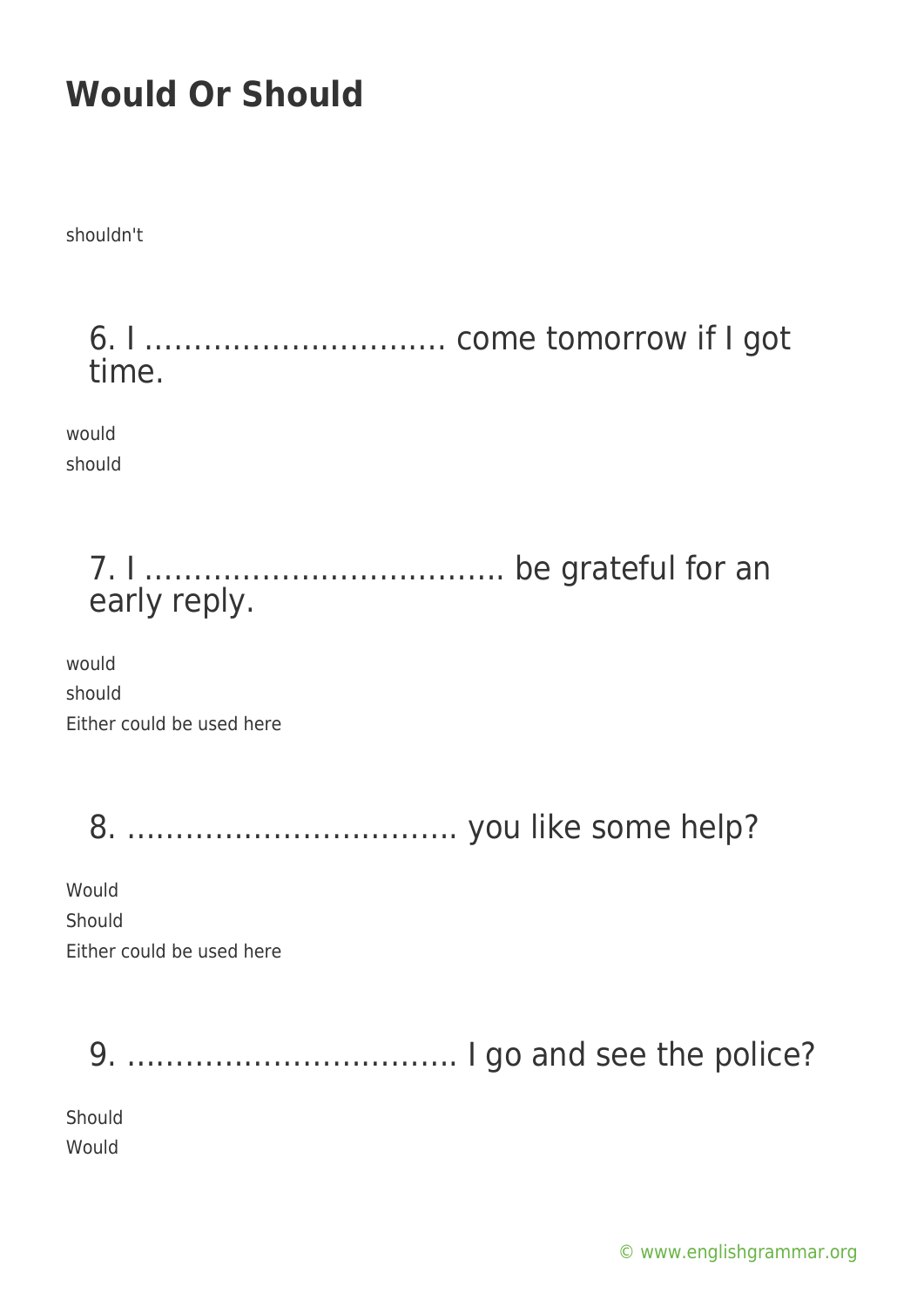# Would Or Should

shouldn't

## 6. I ............................... come tomorrow if I got time.

would
should

## 7. I ..................................... be grateful for an early reply.

would
should
Either could be used here

## 8. .................................. you like some help?

Would
Should
Either could be used here

## 9. .................................. I go and see the police?

Should
Would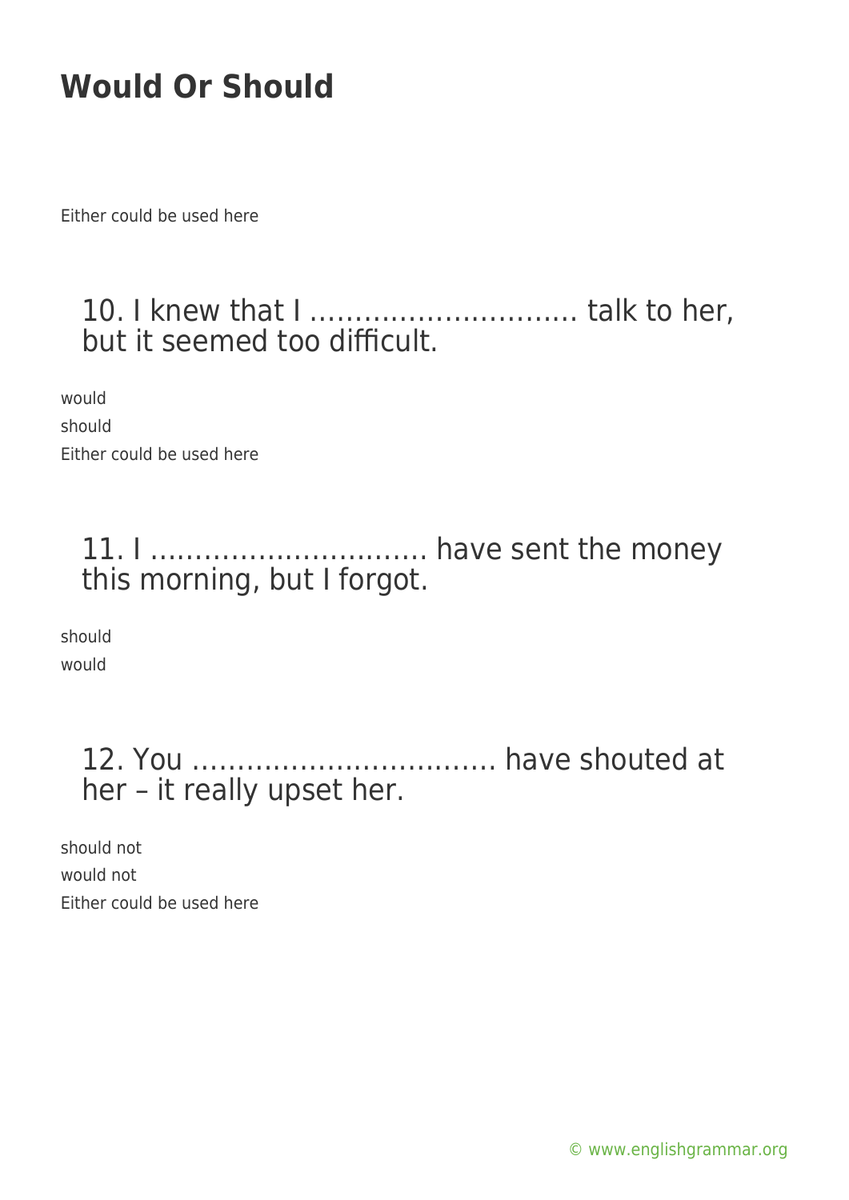# Would Or Should

Either could be used here

## 10. I knew that I ………………………… talk to her, but it seemed too difficult.

would

should

Either could be used here

## 11. I ………………………… have sent the money this morning, but I forgot.

should

would

## 12. You …………………………… have shouted at her – it really upset her.

should not

would not

Either could be used here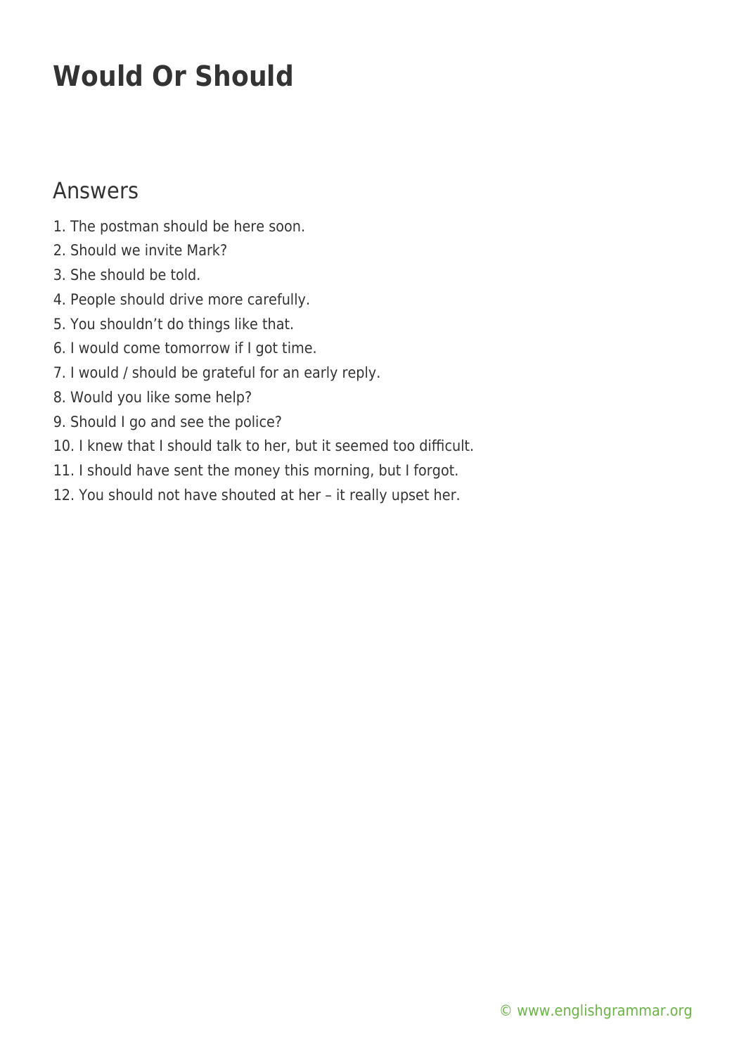# Would Or Should

## Answers

1. The postman should be here soon.
2. Should we invite Mark?
3. She should be told.
4. People should drive more carefully.
5. You shouldn't do things like that.
6. I would come tomorrow if I got time.
7. I would / should be grateful for an early reply.
8. Would you like some help?
9. Should I go and see the police?
10. I knew that I should talk to her, but it seemed too difficult.
11. I should have sent the money this morning, but I forgot.
12. You should not have shouted at her – it really upset her.

© www.englishgrammar.org